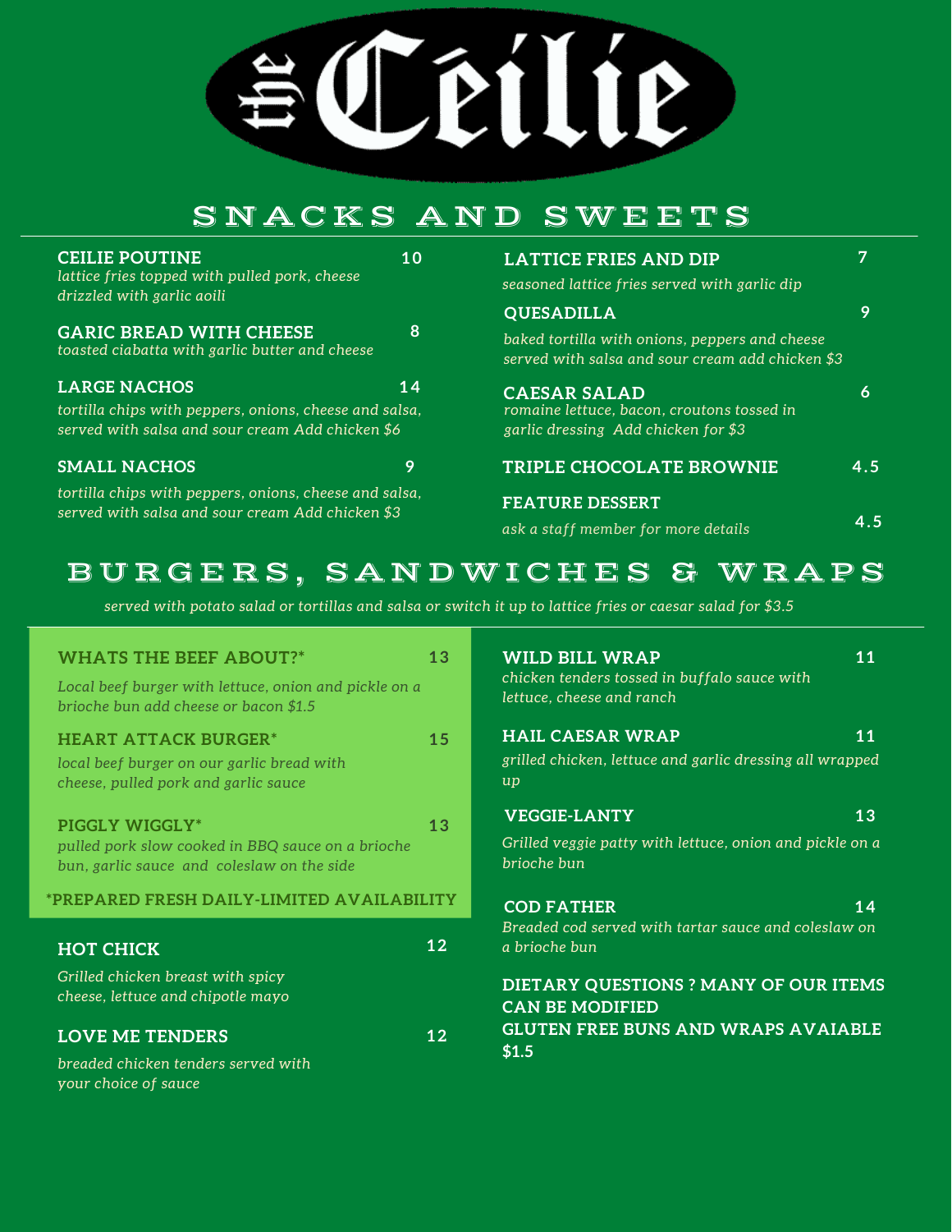# the Céilie

## SNACKS AND SWEETS

**CEILIE POUTINE** 10
*lattice fries topped with pulled pork, cheese drizzled with garlic aoili*

**GARIC BREAD WITH CHEESE** 8
*toasted ciabatta with garlic butter and cheese*

**LARGE NACHOS** 14
*tortilla chips with peppers, onions, cheese and salsa, served with salsa and sour cream Add chicken $6*

**SMALL NACHOS** 9
*tortilla chips with peppers, onions, cheese and salsa, served with salsa and sour cream Add chicken $3*

**LATTICE FRIES AND DIP** 7
*seasoned lattice fries served with garlic dip*

**QUESADILLA** 9
*baked tortilla with onions, peppers and cheese served with salsa and sour cream add chicken $3*

**CAESAR SALAD** 6
*romaine lettuce, bacon, croutons tossed in garlic dressing Add chicken for $3*

**TRIPLE CHOCOLATE BROWNIE** 4.5

**FEATURE DESSERT** 4.5
*ask a staff member for more details*

## BURGERS, SANDWICHES & WRAPS

*served with potato salad or tortillas and salsa or switch it up to lattice fries or caesar salad for $3.5*

**WHATS THE BEEF ABOUT?*** 13
*Local beef burger with lettuce, onion and pickle on a brioche bun add cheese or bacon $1.5*

**HEART ATTACK BURGER*** 15
*local beef burger on our garlic bread with cheese, pulled pork and garlic sauce*

**PIGGLY WIGGLY*** 13
*pulled pork slow cooked in BBQ sauce on a brioche bun, garlic sauce and coleslaw on the side*

**\*PREPARED FRESH DAILY-LIMITED AVAILABILITY**

**HOT CHICK** 12
*Grilled chicken breast with spicy cheese, lettuce and chipotle mayo*

**LOVE ME TENDERS** 12
*breaded chicken tenders served with your choice of sauce*

**WILD BILL WRAP** 11
*chicken tenders tossed in buffalo sauce with lettuce, cheese and ranch*

**HAIL CAESAR WRAP** 11
*grilled chicken, lettuce and garlic dressing all wrapped up*

**VEGGIE-LANTY** 13
*Grilled veggie patty with lettuce, onion and pickle on a brioche bun*

**COD FATHER** 14
*Breaded cod served with tartar sauce and coleslaw on a brioche bun*

**DIETARY QUESTIONS ? MANY OF OUR ITEMS CAN BE MODIFIED**
**GLUTEN FREE BUNS AND WRAPS AVAIABLE $1.5**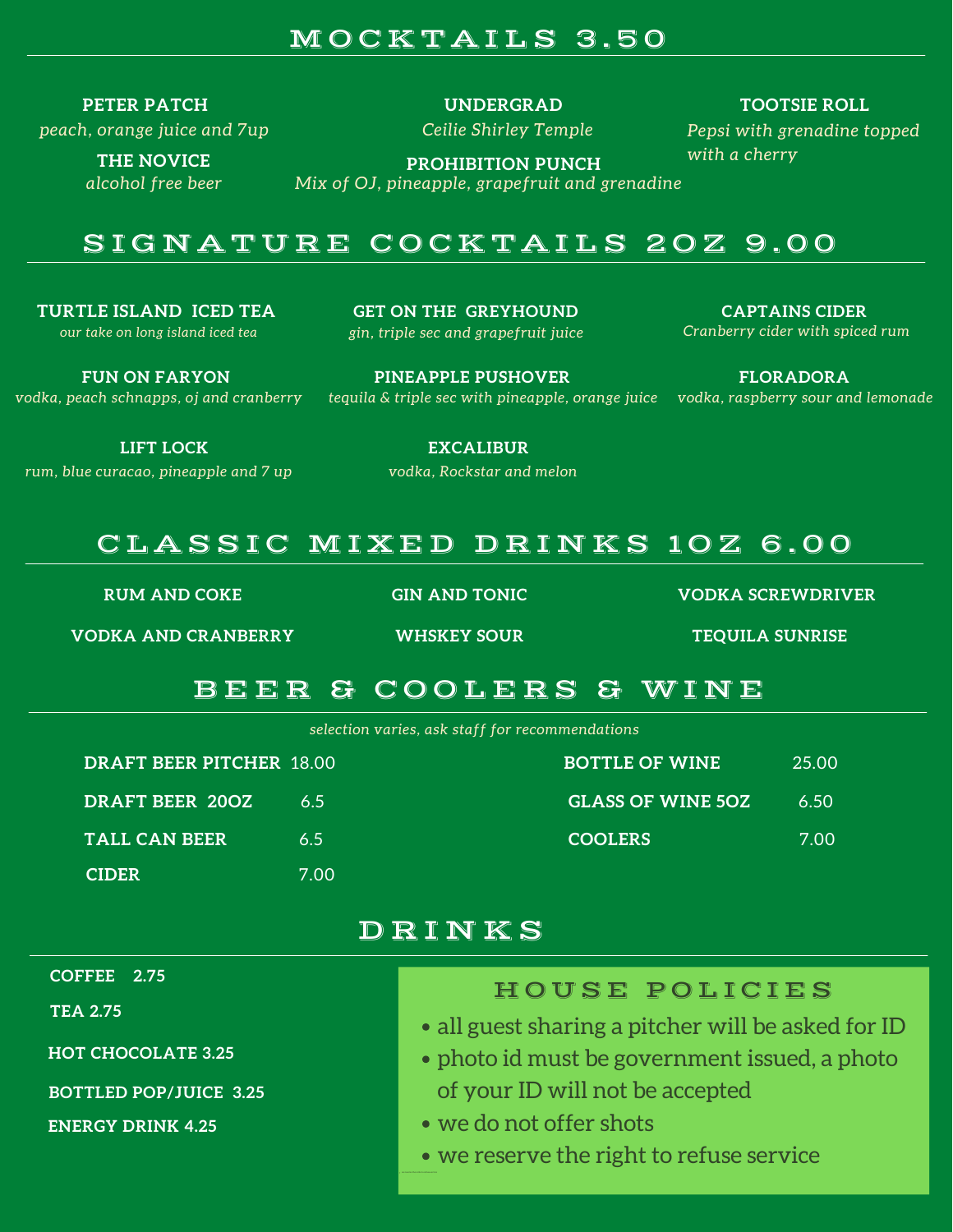## MOCKTAILS 3.50

**PETER PATCH**
*peach, orange juice and 7up*

**THE NOVICE**
*alcohol free beer*

**UNDERGRAD**
*Ceilie Shirley Temple*

**PROHIBITION PUNCH**
*Mix of OJ, pineapple, grapefruit and grenadine*

**TOOTSIE ROLL**
*Pepsi with grenadine topped with a cherry*

## SIGNATURE COCKTAILS 2OZ 9.00

**TURTLE ISLAND ICED TEA**
*our take on long island iced tea*

**GET ON THE GREYHOUND**
*gin, triple sec and grapefruit juice*

**CAPTAINS CIDER**
*Cranberry cider with spiced rum*

**FUN ON FARYON**
*vodka, peach schnapps, oj and cranberry*

**PINEAPPLE PUSHOVER**
*tequila & triple sec with pineapple, orange juice*

**FLORADORA**
*vodka, raspberry sour and lemonade*

**LIFT LOCK**
*rum, blue curacao, pineapple and 7 up*

**EXCALIBUR**
*vodka, Rockstar and melon*

## CLASSIC MIXED DRINKS 1OZ 6.00

**RUM AND COKE**

**GIN AND TONIC**

**VODKA SCREWDRIVER**

**VODKA AND CRANBERRY**

**WHSKEY SOUR**

**TEQUILA SUNRISE**

## BEER & COOLERS & WINE

*selection varies, ask staff for recommendations*

| | |
|---|---|
| **DRAFT BEER PITCHER** | 18.00 |
| **DRAFT BEER 20OZ** | 6.5 |
| **TALL CAN BEER** | 6.5 |
| **CIDER** | 7.00 |
| **BOTTLE OF WINE** | 25.00 |
| **GLASS OF WINE 5OZ** | 6.50 |
| **COOLERS** | 7.00 |

## DRINKS

**COFFEE** 2.75

**TEA** 2.75

**HOT CHOCOLATE** 3.25

**BOTTLED POP/JUICE** 3.25

**ENERGY DRINK** 4.25

### HOUSE POLICIES

- all guest sharing a pitcher will be asked for ID
- photo id must be government issued, a photo of your ID will not be accepted
- we do not offer shots
- we reserve the right to refuse service